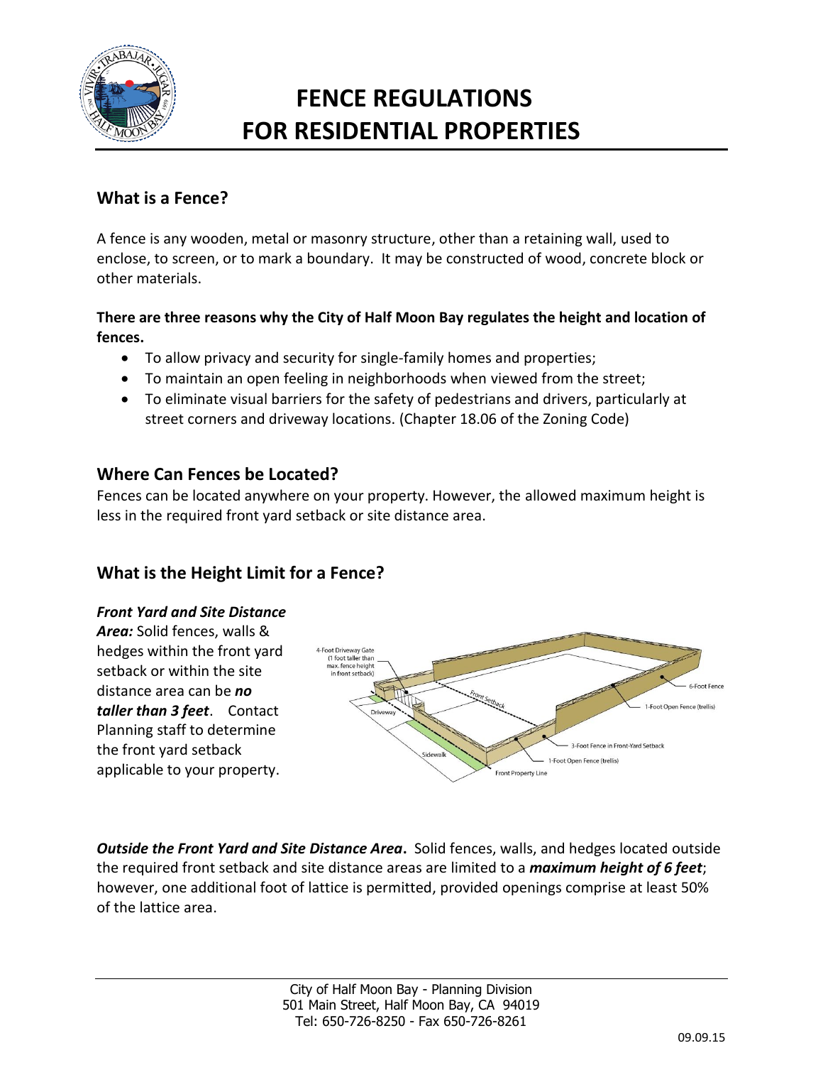# FENCE REGULATIONS FOR RESIDENTIAL PROPERTIES

## What is a Fence?

A fence is any wooden, metal or masonry structure, other than a retaining wall, used to enclose, to screen, or to mark a boundary. It may be constructed of wood, concrete block or other materials.

**There are three reasons why the City of Half Moon Bay regulates the height and location of fences.**

- To allow privacy and security for single-family homes and properties;
- To maintain an open feeling in neighborhoods when viewed from the street;
- To eliminate visual barriers for the safety of pedestrians and drivers, particularly at street corners and driveway locations. (Chapter 18.06 of the Zoning Code)

## Where Can Fences be Located?

Fences can be located anywhere on your property. However, the allowed maximum height is less in the required front yard setback or site distance area.

## What is the Height Limit for a Fence?

***Front Yard and Site Distance Area:*** Solid fences, walls & hedges within the front yard setback or within the site distance area can be ***no taller than 3 feet***. Contact Planning staff to determine the front yard setback applicable to your property.

***Outside the Front Yard and Site Distance Area*.** Solid fences, walls, and hedges located outside the required front setback and site distance areas are limited to a ***maximum height of 6 feet***; however, one additional foot of lattice is permitted, provided openings comprise at least 50% of the lattice area.

City of Half Moon Bay - Planning Division
501 Main Street, Half Moon Bay, CA 94019
Tel: 650-726-8250 - Fax 650-726-8261

09.09.15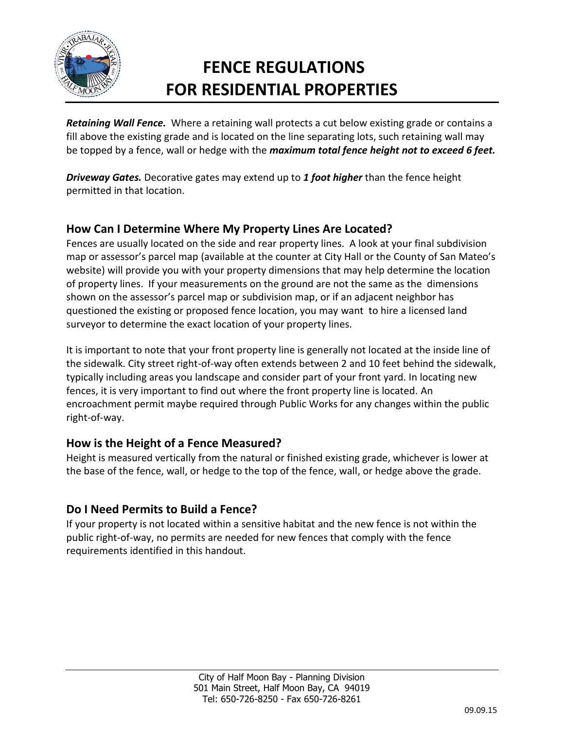# FENCE REGULATIONS FOR RESIDENTIAL PROPERTIES

***Retaining Wall Fence.*** Where a retaining wall protects a cut below existing grade or contains a fill above the existing grade and is located on the line separating lots, such retaining wall may be topped by a fence, wall or hedge with the ***maximum total fence height not to exceed 6 feet.***

***Driveway Gates.*** Decorative gates may extend up to ***1 foot higher*** than the fence height permitted in that location.

## How Can I Determine Where My Property Lines Are Located?

Fences are usually located on the side and rear property lines. A look at your final subdivision map or assessor's parcel map (available at the counter at City Hall or the County of San Mateo's website) will provide you with your property dimensions that may help determine the location of property lines. If your measurements on the ground are not the same as the dimensions shown on the assessor's parcel map or subdivision map, or if an adjacent neighbor has questioned the existing or proposed fence location, you may want to hire a licensed land surveyor to determine the exact location of your property lines.

It is important to note that your front property line is generally not located at the inside line of the sidewalk. City street right-of-way often extends between 2 and 10 feet behind the sidewalk, typically including areas you landscape and consider part of your front yard. In locating new fences, it is very important to find out where the front property line is located. An encroachment permit maybe required through Public Works for any changes within the public right-of-way.

## How is the Height of a Fence Measured?

Height is measured vertically from the natural or finished existing grade, whichever is lower at the base of the fence, wall, or hedge to the top of the fence, wall, or hedge above the grade.

## Do I Need Permits to Build a Fence?

If your property is not located within a sensitive habitat and the new fence is not within the public right-of-way, no permits are needed for new fences that comply with the fence requirements identified in this handout.